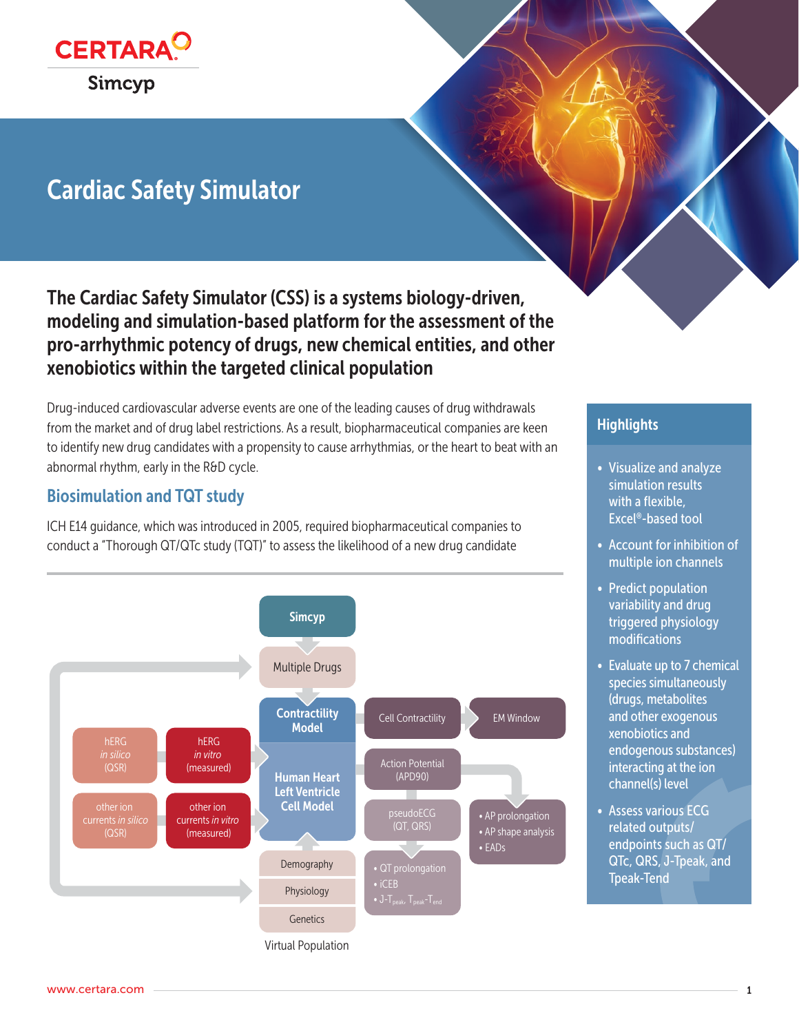# Cardiac Safety Simulator

## The Cardiac Safety Simulator (CSS) is a systems biology-driven, modeling and simulation-based platform for the assessment of the pro-arrhythmic potency of drugs, new chemical entities, and other xenobiotics within the targeted clinical population

Drug-induced cardiovascular adverse events are one of the leading causes of drug withdrawals from the market and of drug label restrictions. As a result, biopharmaceutical companies are keen to identify new drug candidates with a propensity to cause arrhythmias, or the heart to beat with an abnormal rhythm, early in the R&D cycle.

### Biosimulation and TQT study

ICH E14 guidance, which was introduced in 2005, required biopharmaceutical companies to conduct a "Thorough QT/QTc study (TQT)" to assess the likelihood of a new drug candidate

Simcyp

Multiple Drugs

Contractility Model

Human Heart Left Ventricle Cell Model

hERG *in silico* (QSR)

hERG *in vitro* (measured)

other ion currents *in silico* (QSR)

other ion currents *in vitro* (measured)

Cell Contractility

EM Window

Action Potential (APD90)

pseudoECG (QT, QRS)

- AP prolongation
- AP shape analysis
- EADs

- QT prolongation
- iCEB
- J-$T_{peak}$, $T_{peak}$-$T_{end}$

Demography

Physiology

Genetics

Virtual Population

## Highlights

- Visualize and analyze simulation results with a flexible, Excel®-based tool
- Account for inhibition of multiple ion channels
- Predict population variability and drug triggered physiology modifications
- Evaluate up to 7 chemical species simultaneously (drugs, metabolites and other exogenous xenobiotics and endogenous substances) interacting at the ion channel(s) level
- Assess various ECG related outputs/ endpoints such as QT/ QTc, QRS, J-Tpeak, and Tpeak-Tend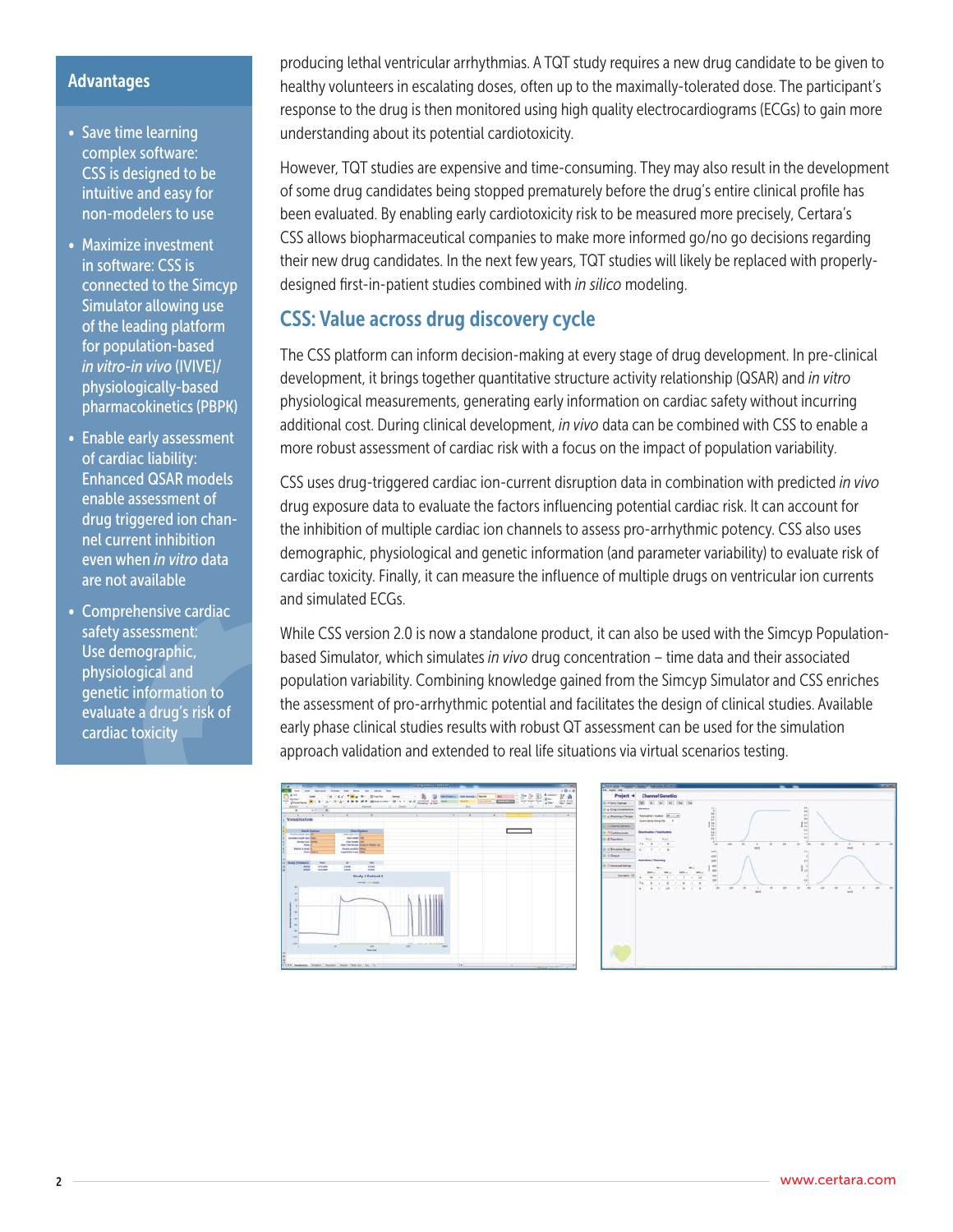## Advantages

- Save time learning complex software: CSS is designed to be intuitive and easy for non-modelers to use
- Maximize investment in software: CSS is connected to the Simcyp Simulator allowing use of the leading platform for population-based *in vitro-in vivo* (IVIVE)/ physiologically-based pharmacokinetics (PBPK)
- Enable early assessment of cardiac liability: Enhanced QSAR models enable assessment of drug triggered ion channel current inhibition even when *in vitro* data are not available
- Comprehensive cardiac safety assessment: Use demographic, physiological and genetic information to evaluate a drug's risk of cardiac toxicity

producing lethal ventricular arrhythmias. A TQT study requires a new drug candidate to be given to healthy volunteers in escalating doses, often up to the maximally-tolerated dose. The participant's response to the drug is then monitored using high quality electrocardiograms (ECGs) to gain more understanding about its potential cardiotoxicity.

However, TQT studies are expensive and time-consuming. They may also result in the development of some drug candidates being stopped prematurely before the drug's entire clinical profile has been evaluated. By enabling early cardiotoxicity risk to be measured more precisely, Certara's CSS allows biopharmaceutical companies to make more informed go/no go decisions regarding their new drug candidates. In the next few years, TQT studies will likely be replaced with properly-designed first-in-patient studies combined with *in silico* modeling.

## CSS: Value across drug discovery cycle

The CSS platform can inform decision-making at every stage of drug development. In pre-clinical development, it brings together quantitative structure activity relationship (QSAR) and *in vitro* physiological measurements, generating early information on cardiac safety without incurring additional cost. During clinical development, *in vivo* data can be combined with CSS to enable a more robust assessment of cardiac risk with a focus on the impact of population variability.

CSS uses drug-triggered cardiac ion-current disruption data in combination with predicted *in vivo* drug exposure data to evaluate the factors influencing potential cardiac risk. It can account for the inhibition of multiple cardiac ion channels to assess pro-arrhythmic potency. CSS also uses demographic, physiological and genetic information (and parameter variability) to evaluate risk of cardiac toxicity. Finally, it can measure the influence of multiple drugs on ventricular ion currents and simulated ECGs.

While CSS version 2.0 is now a standalone product, it can also be used with the Simcyp Population-based Simulator, which simulates *in vivo* drug concentration – time data and their associated population variability. Combining knowledge gained from the Simcyp Simulator and CSS enriches the assessment of pro-arrhythmic potential and facilitates the design of clinical studies. Available early phase clinical studies results with robust QT assessment can be used for the simulation approach validation and extended to real life situations via virtual scenarios testing.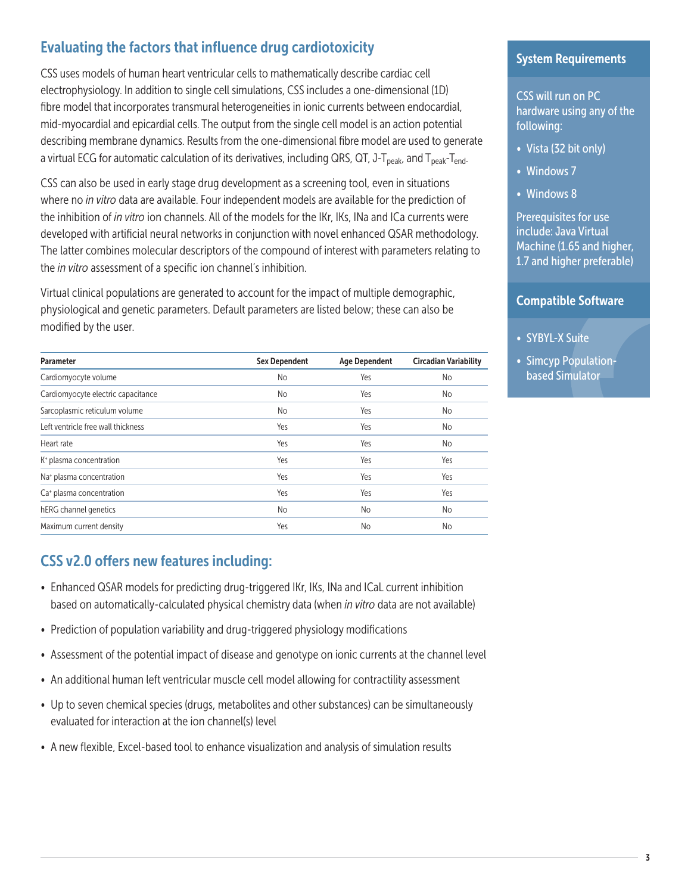## Evaluating the factors that influence drug cardiotoxicity

CSS uses models of human heart ventricular cells to mathematically describe cardiac cell electrophysiology. In addition to single cell simulations, CSS includes a one-dimensional (1D) fibre model that incorporates transmural heterogeneities in ionic currents between endocardial, mid-myocardial and epicardial cells. The output from the single cell model is an action potential describing membrane dynamics. Results from the one-dimensional fibre model are used to generate a virtual ECG for automatic calculation of its derivatives, including QRS, QT, J-$T_{peak}$, and $T_{peak}$-$T_{end}$.

CSS can also be used in early stage drug development as a screening tool, even in situations where no *in vitro* data are available. Four independent models are available for the prediction of the inhibition of *in vitro* ion channels. All of the models for the IKr, IKs, INa and ICa currents were developed with artificial neural networks in conjunction with novel enhanced QSAR methodology. The latter combines molecular descriptors of the compound of interest with parameters relating to the *in vitro* assessment of a specific ion channel's inhibition.

Virtual clinical populations are generated to account for the impact of multiple demographic, physiological and genetic parameters. Default parameters are listed below; these can also be modified by the user.

| Parameter | Sex Dependent | Age Dependent | Circadian Variability |
|---|---|---|---|
| Cardiomyocyte volume | No | Yes | No |
| Cardiomyocyte electric capacitance | No | Yes | No |
| Sarcoplasmic reticulum volume | No | Yes | No |
| Left ventricle free wall thickness | Yes | Yes | No |
| Heart rate | Yes | Yes | No |
| $K^+$ plasma concentration | Yes | Yes | Yes |
| $Na^+$ plasma concentration | Yes | Yes | Yes |
| $Ca^+$ plasma concentration | Yes | Yes | Yes |
| hERG channel genetics | No | No | No |
| Maximum current density | Yes | No | No |

## CSS v2.0 offers new features including:

- Enhanced QSAR models for predicting drug-triggered IKr, IKs, INa and ICaL current inhibition based on automatically-calculated physical chemistry data (when *in vitro* data are not available)
- Prediction of population variability and drug-triggered physiology modifications
- Assessment of the potential impact of disease and genotype on ionic currents at the channel level
- An additional human left ventricular muscle cell model allowing for contractility assessment
- Up to seven chemical species (drugs, metabolites and other substances) can be simultaneously evaluated for interaction at the ion channel(s) level
- A new flexible, Excel-based tool to enhance visualization and analysis of simulation results

### System Requirements

CSS will run on PC hardware using any of the following:

- Vista (32 bit only)
- Windows 7
- Windows 8

Prerequisites for use include: Java Virtual Machine (1.65 and higher, 1.7 and higher preferable)

### Compatible Software

- SYBYL-X Suite
- Simcyp Population-based Simulator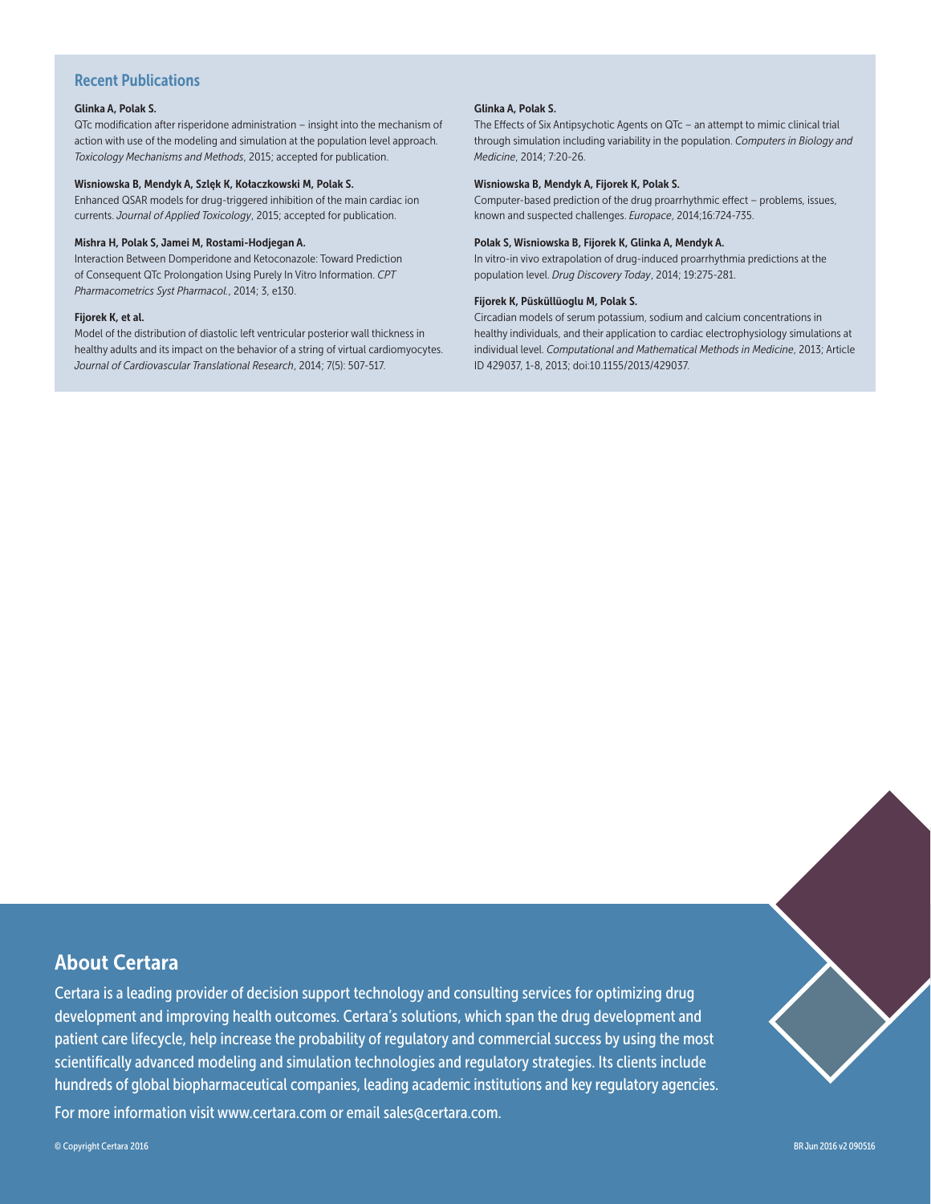## Recent Publications

**Glinka A, Polak S.**
QTc modification after risperidone administration – insight into the mechanism of action with use of the modeling and simulation at the population level approach. *Toxicology Mechanisms and Methods*, 2015; accepted for publication.

**Wisniowska B, Mendyk A, Szlęk K, Kołaczkowski M, Polak S.**
Enhanced QSAR models for drug-triggered inhibition of the main cardiac ion currents. *Journal of Applied Toxicology*, 2015; accepted for publication.

**Mishra H, Polak S, Jamei M, Rostami-Hodjegan A.**
Interaction Between Domperidone and Ketoconazole: Toward Prediction of Consequent QTc Prolongation Using Purely In Vitro Information. *CPT Pharmacometrics Syst Pharmacol.*, 2014; 3, e130.

**Fijorek K, et al.**
Model of the distribution of diastolic left ventricular posterior wall thickness in healthy adults and its impact on the behavior of a string of virtual cardiomyocytes. *Journal of Cardiovascular Translational Research*, 2014; 7(5): 507-517.

**Glinka A, Polak S.**
The Effects of Six Antipsychotic Agents on QTc – an attempt to mimic clinical trial through simulation including variability in the population. *Computers in Biology and Medicine*, 2014; 7:20-26.

**Wisniowska B, Mendyk A, Fijorek K, Polak S.**
Computer-based prediction of the drug proarrhythmic effect – problems, issues, known and suspected challenges. *Europace*, 2014;16:724-735.

**Polak S, Wisniowska B, Fijorek K, Glinka A, Mendyk A.**
In vitro-in vivo extrapolation of drug-induced proarrhythmia predictions at the population level. *Drug Discovery Today*, 2014; 19:275-281.

**Fijorek K, Püsküllüoglu M, Polak S.**
Circadian models of serum potassium, sodium and calcium concentrations in healthy individuals, and their application to cardiac electrophysiology simulations at individual level. *Computational and Mathematical Methods in Medicine*, 2013; Article ID 429037, 1-8, 2013; doi:10.1155/2013/429037.

## About Certara

Certara is a leading provider of decision support technology and consulting services for optimizing drug development and improving health outcomes. Certara's solutions, which span the drug development and patient care lifecycle, help increase the probability of regulatory and commercial success by using the most scientifically advanced modeling and simulation technologies and regulatory strategies. Its clients include hundreds of global biopharmaceutical companies, leading academic institutions and key regulatory agencies.

For more information visit www.certara.com or email sales@certara.com.

© Copyright Certara 2016

BR Jun 2016 v2 090516